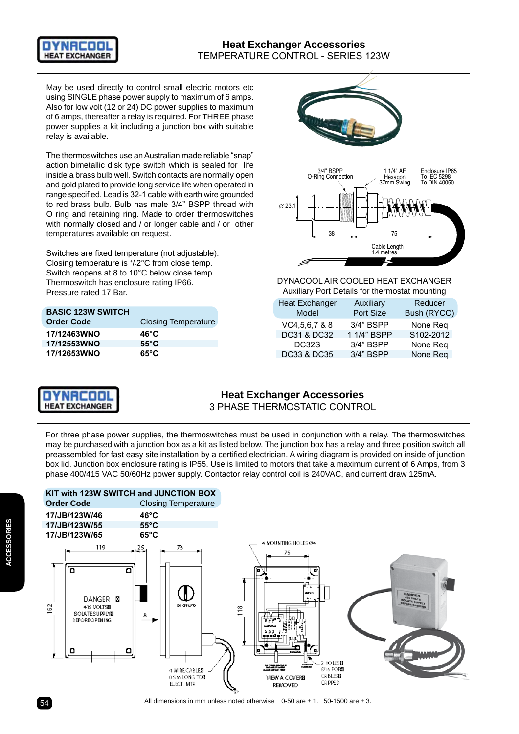DYNACOOL HEAT EXCHANGER

## Heat Exchanger Accessories

### TEMPERATURE CONTROL - SERIES 123W

May be used directly to control small electric motors etc using SINGLE phase power supply to maximum of 6 amps. Also for low volt (12 or 24) DC power supplies to maximum of 6 amps, thereafter a relay is required. For THREE phase power supplies a kit including a junction box with suitable relay is available.

The thermoswitches use an Australian made reliable "snap" action bimetallic disk type switch which is sealed for life inside a brass bulb well. Switch contacts are normally open and gold plated to provide long service life when operated in range specified. Lead is 32-1 cable with earth wire grounded to red brass bulb. Bulb has male 3/4" BSPP thread with O ring and retaining ring. Made to order thermoswitches with normally closed and / or longer cable and / or other temperatures available on request.

Switches are fixed temperature (not adjustable).
Closing temperature is +/-2°C from close temp.
Switch reopens at 8 to 10°C below close temp.
Thermoswitch has enclosure rating IP66.
Pressure rated 17 Bar.

| BASIC 123W SWITCH Order Code | Closing Temperature |
|---|---|
| **17/12463WNO** | **46°C** |
| **17/12553WNO** | **55°C** |
| **17/12653WNO** | **65°C** |

3/4" BSPP O-Ring Connection — 1 1/4" AF Hexagon 37mm Swing — Enclosure IP65 To IEC 5298 To DIN 40050 — Ø 23.1 — 38 — 75 — Cable Length 1.4 metres

DYNACOOL AIR COOLED HEAT EXCHANGER
Auxiliary Port Details for thermostat mounting

| Heat Exchanger Model | Auxiliary Port Size | Reducer Bush (RYCO) |
|---|---|---|
| VC4,5,6,7 & 8 | 3/4" BSPP | None Req |
| DC31 & DC32 | 1 1/4" BSPP | S102-2012 |
| DC32S | 3/4" BSPP | None Req |
| DC33 & DC35 | 3/4" BSPP | None Req |

DYNACOOL HEAT EXCHANGER

## Heat Exchanger Accessories

### 3 PHASE THERMOSTATIC CONTROL

For three phase power supplies, the thermoswitches must be used in conjunction with a relay. The thermoswitches may be purchased with a junction box as a kit as listed below. The junction box has a relay and three position switch all preassembled for fast easy site installation by a certified electrician. A wiring diagram is provided on inside of junction box lid. Junction box enclosure rating is IP55. Use is limited to motors that take a maximum current of 6 Amps, from 3 phase 400/415 VAC 50/60Hz power supply. Contactor relay control coil is 240VAC, and current draw 125mA.

| KIT with 123W SWITCH and JUNCTION BOX Order Code | Closing Temperature |
|---|---|
| **17/JB/123W/46** | **46°C** |
| **17/JB/123W/55** | **55°C** |
| **17/JB/123W/65** | **65°C** |

119 — 25 — 73 — 182 — DANGER 415 VOLTS ISOLATE SUPPLY BEFORE OPENING — A — 4 WIRE CABLE 0.5m LONG TO ELECT. MTR — 4 MOUNTING HOLES Ø4 — 75 — 118 — VIEW A COVER REMOVED — 2 HOLES Ø16 FOR CABLES CAPPED

ACCESSORIES

All dimensions in mm unless noted otherwise 0-50 are ± 1. 50-1500 are ± 3.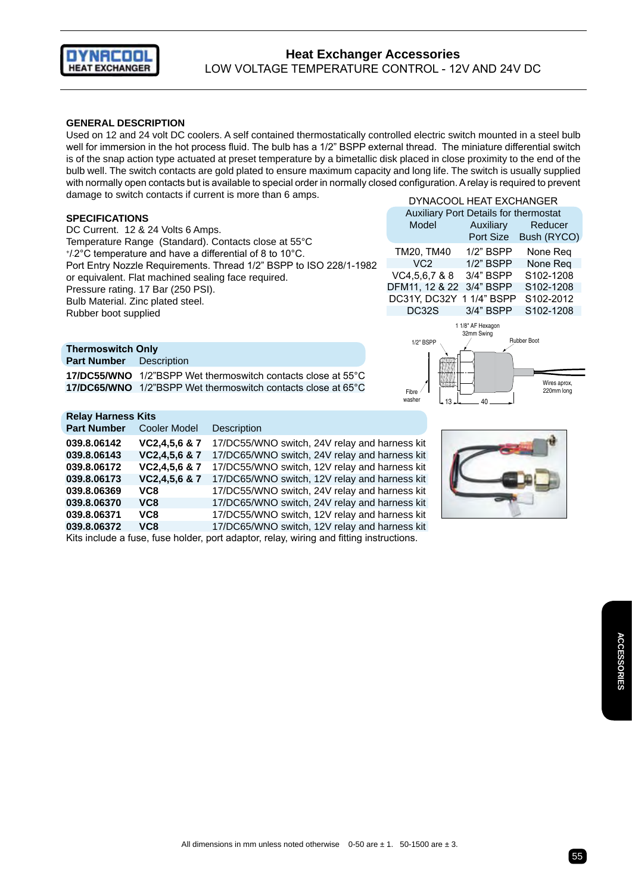# Heat Exchanger Accessories

LOW VOLTAGE TEMPERATURE CONTROL - 12V AND 24V DC

## GENERAL DESCRIPTION

Used on 12 and 24 volt DC coolers. A self contained thermostatically controlled electric switch mounted in a steel bulb well for immersion in the hot process fluid. The bulb has a 1/2" BSPP external thread. The miniature differential switch is of the snap action type actuated at preset temperature by a bimetallic disk placed in close proximity to the end of the bulb well. The switch contacts are gold plated to ensure maximum capacity and long life. The switch is usually supplied with normally open contacts but is available to special order in normally closed configuration. A relay is required to prevent damage to switch contacts if current is more than 6 amps.

## SPECIFICATIONS

DC Current. 12 & 24 Volts 6 Amps.
Temperature Range (Standard). Contacts close at 55°C +/-2°C temperature and have a differential of 8 to 10°C.
Port Entry Nozzle Requirements. Thread 1/2" BSPP to ISO 228/1-1982 or equivalent. Flat machined sealing face required.
Pressure rating. 17 Bar (250 PSI).
Bulb Material. Zinc plated steel.
Rubber boot supplied

DYNACOOL HEAT EXCHANGER

| Auxiliary Port Details for thermostat | | |
|---|---|---|
| Model | Auxiliary Port Size | Reducer Bush (RYCO) |
| TM20, TM40 | 1/2" BSPP | None Req |
| VC2 | 1/2" BSPP | None Req |
| VC4,5,6,7 & 8 | 3/4" BSPP | S102-1208 |
| DFM11, 12 & 22 | 3/4" BSPP | S102-1208 |
| DC31Y, DC32Y | 1 1/4" BSPP | S102-2012 |
| DC32S | 3/4" BSPP | S102-1208 |

1 1/8" AF Hexagon
32mm Swing
1/2" BSPP
Rubber Boot
Fibre washer
Wires aprox, 220mm long
13
40

### Thermoswitch Only

| Part Number | Description |
|---|---|
| **17/DC55/WNO** | 1/2"BSPP Wet thermoswitch contacts close at 55°C |
| **17/DC65/WNO** | 1/2"BSPP Wet thermoswitch contacts close at 65°C |

### Relay Harness Kits

| Part Number | Cooler Model | Description |
|---|---|---|
| **039.8.06142** | **VC2,4,5,6 & 7** | 17/DC55/WNO switch, 24V relay and harness kit |
| **039.8.06143** | **VC2,4,5,6 & 7** | 17/DC65/WNO switch, 24V relay and harness kit |
| **039.8.06172** | **VC2,4,5,6 & 7** | 17/DC55/WNO switch, 12V relay and harness kit |
| **039.8.06173** | **VC2,4,5,6 & 7** | 17/DC65/WNO switch, 12V relay and harness kit |
| **039.8.06369** | **VC8** | 17/DC55/WNO switch, 24V relay and harness kit |
| **039.8.06370** | **VC8** | 17/DC65/WNO switch, 24V relay and harness kit |
| **039.8.06371** | **VC8** | 17/DC55/WNO switch, 12V relay and harness kit |
| **039.8.06372** | **VC8** | 17/DC65/WNO switch, 12V relay and harness kit |

Kits include a fuse, fuse holder, port adaptor, relay, wiring and fitting instructions.

All dimensions in mm unless noted otherwise 0-50 are ± 1. 50-1500 are ± 3.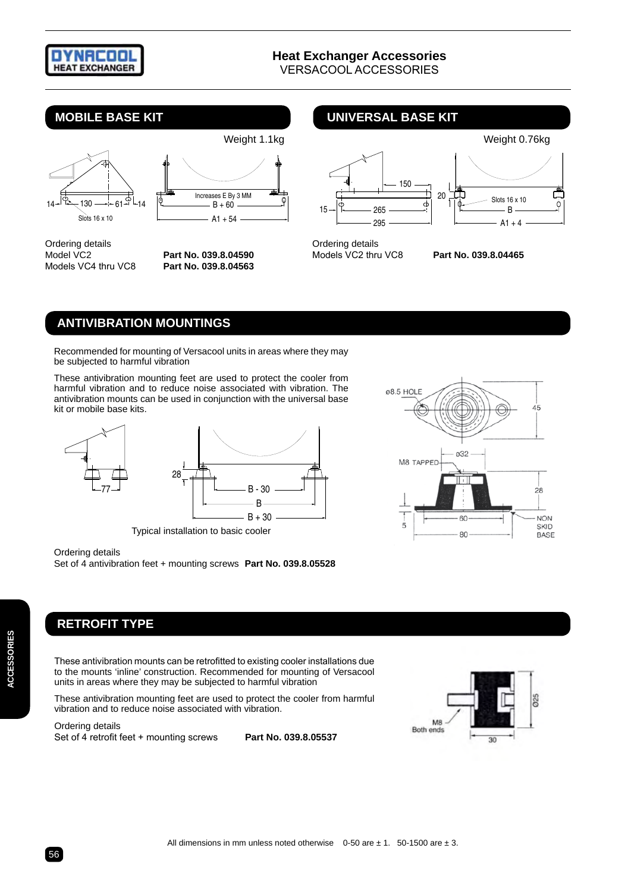# Heat Exchanger Accessories
VERSACOOL ACCESSORIES

## MOBILE BASE KIT

Weight 1.1kg

14 130 61 14
Slots 16 x 10
Increases E By 3 MM
B + 60
A1 + 54

Ordering details

| | |
|---|---|
| Model VC2 | **Part No. 039.8.04590** |
| Models VC4 thru VC8 | **Part No. 039.8.04563** |

## UNIVERSAL BASE KIT

Weight 0.76kg

150
15 265
295
20
Slots 16 x 10
B
A1 + 4

Ordering details

| | |
|---|---|
| Models VC2 thru VC8 | **Part No. 039.8.04465** |

## ANTIVIBRATION MOUNTINGS

Recommended for mounting of Versacool units in areas where they may be subjected to harmful vibration

These antivibration mounting feet are used to protect the cooler from harmful vibration and to reduce noise associated with vibration. The antivibration mounts can be used in conjunction with the universal base kit or mobile base kits.

77
28
B - 30
B
B + 30

Typical installation to basic cooler

ø8.5 HOLE
45
M8 TAPPED
ø32
28
5
60
80
NON SKID BASE

Ordering details
Set of 4 antivibration feet + mounting screws **Part No. 039.8.05528**

## RETROFIT TYPE

These antivibration mounts can be retrofitted to existing cooler installations due to the mounts 'inline' construction. Recommended for mounting of Versacool units in areas where they may be subjected to harmful vibration

These antivibration mounting feet are used to protect the cooler from harmful vibration and to reduce noise associated with vibration.

Ordering details
Set of 4 retrofit feet + mounting screws **Part No. 039.8.05537**

M8
Both ends
Ø25
30

All dimensions in mm unless noted otherwise 0-50 are ± 1. 50-1500 are ± 3.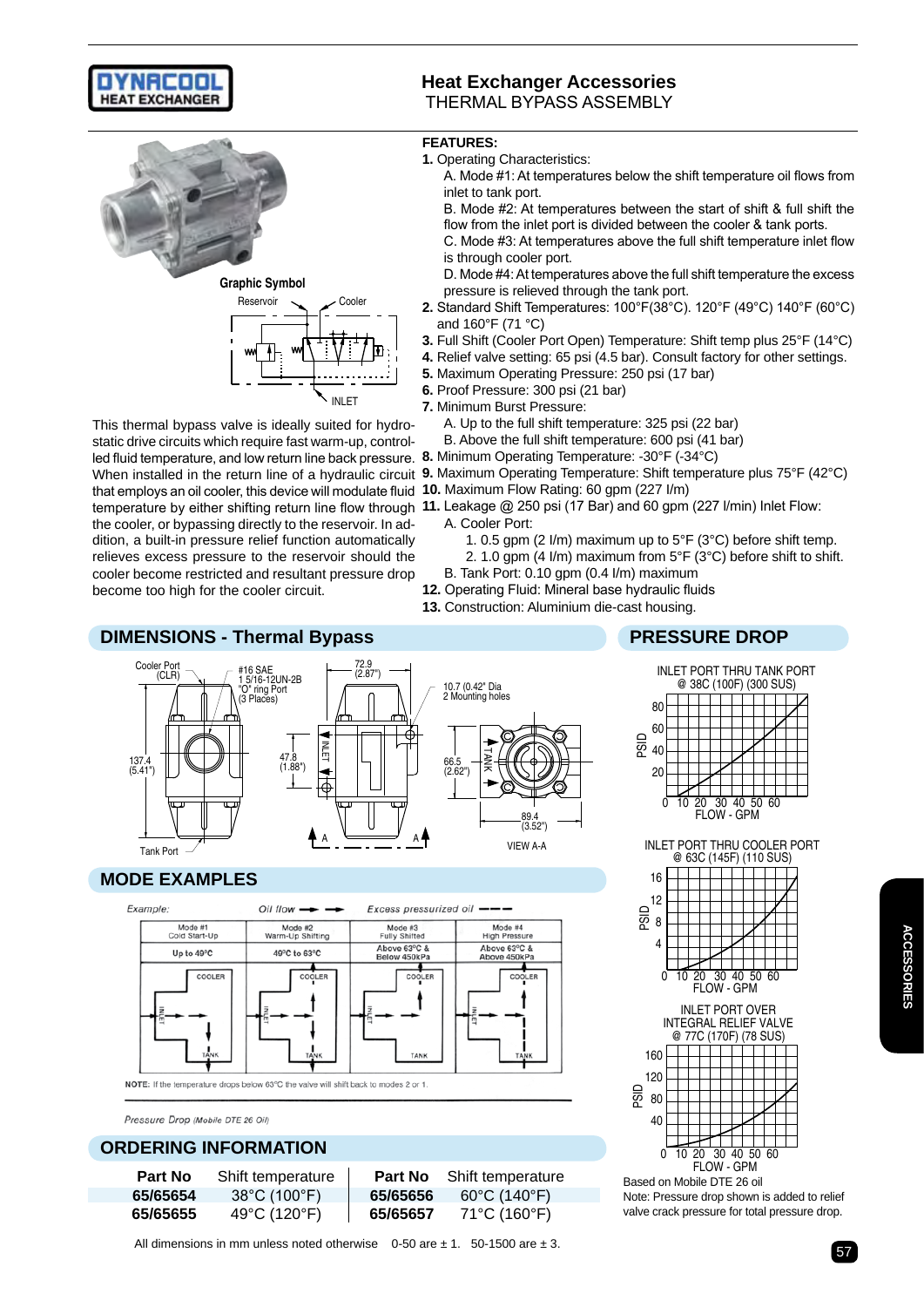# Heat Exchanger Accessories

THERMAL BYPASS ASSEMBLY

Graphic Symbol

Reservoir
Cooler
INLET

This thermal bypass valve is ideally suited for hydrostatic drive circuits which require fast warm-up, controlled fluid temperature, and low return line back pressure. When installed in the return line of a hydraulic circuit that employs an oil cooler, this device will modulate fluid temperature by either shifting return line flow through the cooler, or bypassing directly to the reservoir. In addition, a built-in pressure relief function automatically relieves excess pressure to the reservoir should the cooler become restricted and resultant pressure drop become too high for the cooler circuit.

**FEATURES:**

1. Operating Characteristics:
   A. Mode #1: At temperatures below the shift temperature oil flows from inlet to tank port.
   B. Mode #2: At temperatures between the start of shift & full shift the flow from the inlet port is divided between the cooler & tank ports.
   C. Mode #3: At temperatures above the full shift temperature inlet flow is through cooler port.
   D. Mode #4: At temperatures above the full shift temperature the excess pressure is relieved through the tank port.
2. Standard Shift Temperatures: 100°F(38°C). 120°F (49°C) 140°F (60°C) and 160°F (71 °C)
3. Full Shift (Cooler Port Open) Temperature: Shift temp plus 25°F (14°C)
4. Relief valve setting: 65 psi (4.5 bar). Consult factory for other settings.
5. Maximum Operating Pressure: 250 psi (17 bar)
6. Proof Pressure: 300 psi (21 bar)
7. Minimum Burst Pressure:
   A. Up to the full shift temperature: 325 psi (22 bar)
   B. Above the full shift temperature: 600 psi (41 bar)
8. Minimum Operating Temperature: -30°F (-34°C)
9. Maximum Operating Temperature: Shift temperature plus 75°F (42°C)
10. Maximum Flow Rating: 60 gpm (227 l/m)
11. Leakage @ 250 psi (17 Bar) and 60 gpm (227 l/min) Inlet Flow:
    A. Cooler Port:
       1. 0.5 gpm (2 l/m) maximum up to 5°F (3°C) before shift temp.
       2. 1.0 gpm (4 l/m) maximum from 5°F (3°C) before shift to shift.
    B. Tank Port: 0.10 gpm (0.4 l/m) maximum
12. Operating Fluid: Mineral base hydraulic fluids
13. Construction: Aluminium die-cast housing.

## DIMENSIONS - Thermal Bypass

Cooler Port (CLR)
#16 SAE 1 5/16-12UN-2B "O" ring Port (3 Places)
72.9 (2.87")
10.7 (0.42" Dia 2 Mounting holes
137.4 (5.41")
47.8 (1.88")
66.5 (2.62")
INLET
TANK
89.4 (3.52")
Tank Port
A A
VIEW A-A

## MODE EXAMPLES

Example: Oil flow ➔ Excess pressurized oil - - -

| Mode #1 Cold Start-Up | Mode #2 Warm-Up Shifting | Mode #3 Fully Shifted | Mode #4 High Pressure |
|---|---|---|---|
| Up to 49°C | 49°C to 63°C | Above 63°C & Below 450kPa | Above 63°C & Above 450kPa |

COOLER / INLET / TANK

NOTE: If the temperature drops below 63°C the valve will shift back to modes 2 or 1.

*Pressure Drop (Mobile DTE 26 Oil)*

## PRESSURE DROP

INLET PORT THRU TANK PORT
@ 38C (100F) (300 SUS)
PSID 80 60 40 20 0
10 20 30 40 50 60
FLOW - GPM

INLET PORT THRU COOLER PORT
@ 63C (145F) (110 SUS)
PSID 16 12 8 4 0
10 20 30 40 50 60
FLOW - GPM

INLET PORT OVER
INTEGRAL RELIEF VALVE
@ 77C (170F) (78 SUS)
PSID 160 120 80 40 0
10 20 30 40 50 60
FLOW - GPM

Based on Mobile DTE 26 oil
Note: Pressure drop shown is added to relief valve crack pressure for total pressure drop.

## ORDERING INFORMATION

| Part No | Shift temperature | Part No | Shift temperature |
|---|---|---|---|
| **65/65654** | 38°C (100°F) | **65/65656** | 60°C (140°F) |
| **65/65655** | 49°C (120°F) | **65/65657** | 71°C (160°F) |

All dimensions in mm unless noted otherwise 0-50 are ± 1. 50-1500 are ± 3.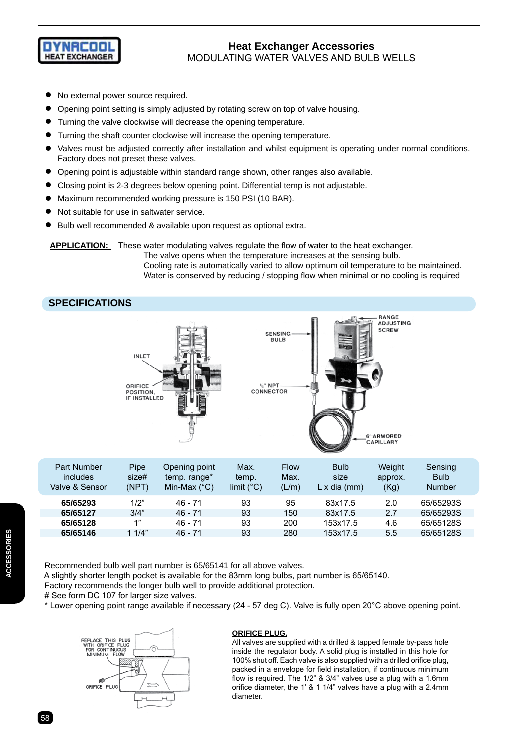# Heat Exchanger Accessories

## MODULATING WATER VALVES AND BULB WELLS

- No external power source required.
- Opening point setting is simply adjusted by rotating screw on top of valve housing.
- Turning the valve clockwise will decrease the opening temperature.
- Turning the shaft counter clockwise will increase the opening temperature.
- Valves must be adjusted correctly after installation and whilst equipment is operating under normal conditions. Factory does not preset these valves.
- Opening point is adjustable within standard range shown, other ranges also available.
- Closing point is 2-3 degrees below opening point. Differential temp is not adjustable.
- Maximum recommended working pressure is 150 PSI (10 BAR).
- Not suitable for use in saltwater service.
- Bulb well recommended & available upon request as optional extra.

**APPLICATION:** These water modulating valves regulate the flow of water to the heat exchanger.
The valve opens when the temperature increases at the sensing bulb.
Cooling rate is automatically varied to allow optimum oil temperature to be maintained.
Water is conserved by reducing / stopping flow when minimal or no cooling is required

## SPECIFICATIONS

INLET
ORIFICE POSITION, IF INSTALLED
SENSING BULB
½" NPT CONNECTOR
RANGE ADJUSTING SCREW
6' ARMORED CAPILLARY

| Part Number includes Valve & Sensor | Pipe size# (NPT) | Opening point temp. range* Min-Max (°C) | Max. temp. limit (°C) | Flow Max. (L/m) | Bulb size L x dia (mm) | Weight approx. (Kg) | Sensing Bulb Number |
|---|---|---|---|---|---|---|---|
| **65/65293** | 1/2" | 46 - 71 | 93 | 95 | 83x17.5 | 2.0 | 65/65293S |
| **65/65127** | 3/4" | 46 - 71 | 93 | 150 | 83x17.5 | 2.7 | 65/65293S |
| **65/65128** | 1" | 46 - 71 | 93 | 200 | 153x17.5 | 4.6 | 65/65128S |
| **65/65146** | 1 1/4" | 46 - 71 | 93 | 280 | 153x17.5 | 5.5 | 65/65128S |

Recommended bulb well part number is 65/65141 for all above valves.
A slightly shorter length pocket is available for the 83mm long bulbs, part number is 65/65140.
Factory recommends the longer bulb well to provide additional protection.
# See form DC 107 for larger size valves.
* Lower opening point range available if necessary (24 - 57 deg C). Valve is fully open 20°C above opening point.

REPLACE THIS PLUG WITH ORIFICE PLUG FOR CONTINUOUS MINIMUM FLOW
ORIFICE PLUG

**ORIFICE PLUG.**
All valves are supplied with a drilled & tapped female by-pass hole inside the regulator body. A solid plug is installed in this hole for 100% shut off. Each valve is also supplied with a drilled orifice plug, packed in a envelope for field installation, if continuous minimum flow is required. The 1/2" & 3/4" valves use a plug with a 1.6mm orifice diameter, the 1' & 1 1/4" valves have a plug with a 2.4mm diameter.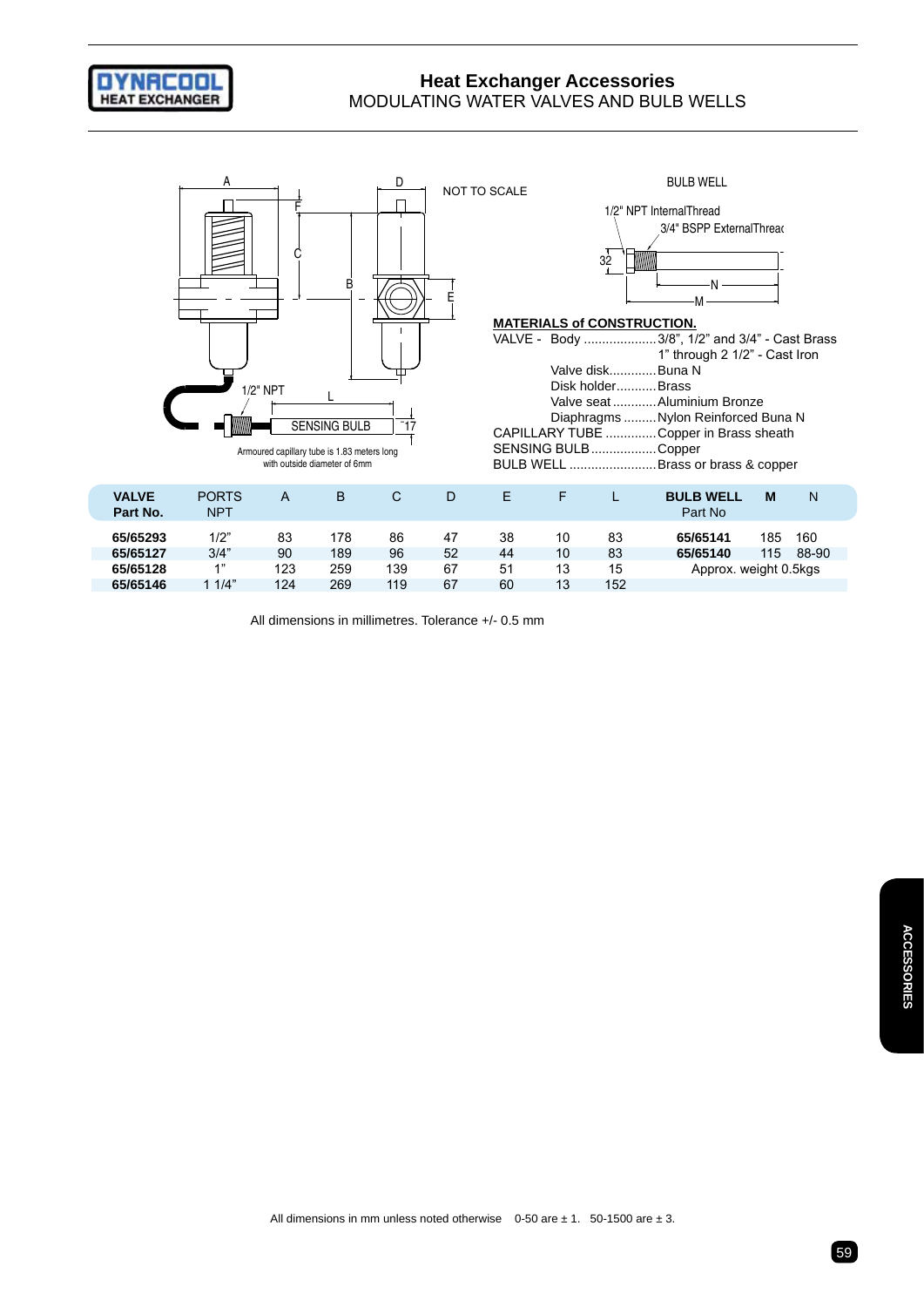# Heat Exchanger Accessories

## MODULATING WATER VALVES AND BULB WELLS

A
D
F
C
B
E
NOT TO SCALE
1/2" NPT
L
SENSING BULB
17
Armoured capillary tube is 1.83 meters long with outside diameter of 6mm

BULB WELL
1/2" NPT InternalThread
3/4" BSPP ExternalThread
32
N
M

**MATERIALS of CONSTRUCTION.**

VALVE - Body .................... 3/8", 1/2" and 3/4" - Cast Brass
1" through 2 1/2" - Cast Iron
Valve disk............. Buna N
Disk holder........... Brass
Valve seat ............ Aluminium Bronze
Diaphragms ......... Nylon Reinforced Buna N
CAPILLARY TUBE .............. Copper in Brass sheath
SENSING BULB .................. Copper
BULB WELL ........................ Brass or brass & copper

| VALVE Part No. | PORTS NPT | A | B | C | D | E | F | L | BULB WELL Part No | M | N |
|---|---|---|---|---|---|---|---|---|---|---|---|
| **65/65293** | 1/2" | 83 | 178 | 86 | 47 | 38 | 10 | 83 | **65/65141** | 185 | 160 |
| **65/65127** | 3/4" | 90 | 189 | 96 | 52 | 44 | 10 | 83 | **65/65140** | 115 | 88-90 |
| **65/65128** | 1" | 123 | 259 | 139 | 67 | 51 | 13 | 15 | Approx. weight 0.5kgs | | |
| **65/65146** | 1 1/4" | 124 | 269 | 119 | 67 | 60 | 13 | 152 | | | |

All dimensions in millimetres. Tolerance +/- 0.5 mm

All dimensions in mm unless noted otherwise 0-50 are ± 1. 50-1500 are ± 3.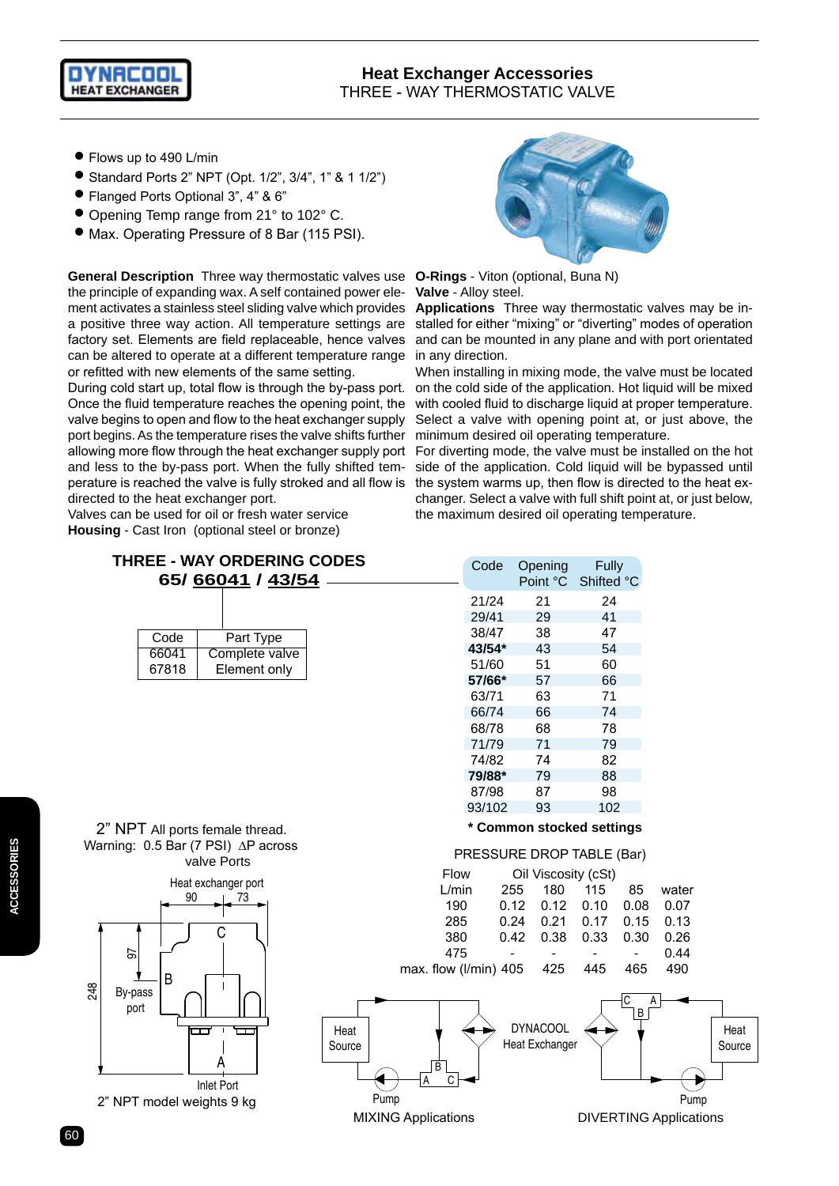# Heat Exchanger Accessories

## THREE - WAY THERMOSTATIC VALVE

- Flows up to 490 L/min
- Standard Ports 2" NPT (Opt. 1/2", 3/4", 1" & 1 1/2")
- Flanged Ports Optional 3", 4" & 6"
- Opening Temp range from 21° to 102° C.
- Max. Operating Pressure of 8 Bar (115 PSI).

**General Description** Three way thermostatic valves use the principle of expanding wax. A self contained power element activates a stainless steel sliding valve which provides a positive three way action. All temperature settings are factory set. Elements are field replaceable, hence valves can be altered to operate at a different temperature range or refitted with new elements of the same setting.

During cold start up, total flow is through the by-pass port. Once the fluid temperature reaches the opening point, the valve begins to open and flow to the heat exchanger supply port begins. As the temperature rises the valve shifts further allowing more flow through the heat exchanger supply port and less to the by-pass port. When the fully shifted temperature is reached the valve is fully stroked and all flow is directed to the heat exchanger port.

Valves can be used for oil or fresh water service

**Housing** - Cast Iron (optional steel or bronze)

**O-Rings** - Viton (optional, Buna N)

**Valve** - Alloy steel.

**Applications** Three way thermostatic valves may be installed for either "mixing" or "diverting" modes of operation and can be mounted in any plane and with port orientated in any direction.

When installing in mixing mode, the valve must be located on the cold side of the application. Hot liquid will be mixed with cooled fluid to discharge liquid at proper temperature. Select a valve with opening point at, or just above, the minimum desired oil operating temperature.

For diverting mode, the valve must be installed on the hot side of the application. Cold liquid will be bypassed until the system warms up, then flow is directed to the heat exchanger. Select a valve with full shift point at, or just below, the maximum desired oil operating temperature.

### THREE - WAY ORDERING CODES

**65/ 66041 / 43/54**

| Code | Part Type |
|---|---|
| 66041 | Complete valve |
| 67818 | Element only |

| Code | Opening Point °C | Fully Shifted °C |
|---|---|---|
| 21/24 | 21 | 24 |
| 29/41 | 29 | 41 |
| 38/47 | 38 | 47 |
| **43/54*** | 43 | 54 |
| 51/60 | 51 | 60 |
| **57/66*** | 57 | 66 |
| 63/71 | 63 | 71 |
| 66/74 | 66 | 74 |
| 68/78 | 68 | 78 |
| 71/79 | 71 | 79 |
| 74/82 | 74 | 82 |
| **79/88*** | 79 | 88 |
| 87/98 | 87 | 98 |
| 93/102 | 93 | 102 |

**\* Common stocked settings**

2" NPT All ports female thread.
Warning: 0.5 Bar (7 PSI) ΔP across valve Ports

Heat exchanger port
90
73
C
97
248
B
By-pass port
A
Inlet Port

2" NPT model weights 9 kg

### PRESSURE DROP TABLE (Bar)

| Flow L/min | Oil Viscosity (cSt) 255 | 180 | 115 | 85 | water |
|---|---|---|---|---|---|
| 190 | 0.12 | 0.12 | 0.10 | 0.08 | 0.07 |
| 285 | 0.24 | 0.21 | 0.17 | 0.15 | 0.13 |
| 380 | 0.42 | 0.38 | 0.33 | 0.30 | 0.26 |
| 475 | - | - | - | - | 0.44 |
| max. flow (l/min) | 405 | 425 | 445 | 465 | 490 |

Heat Source
B
A C
Pump
MIXING Applications

DYNACOOL Heat Exchanger

C A
B
Heat Source
Pump
DIVERTING Applications